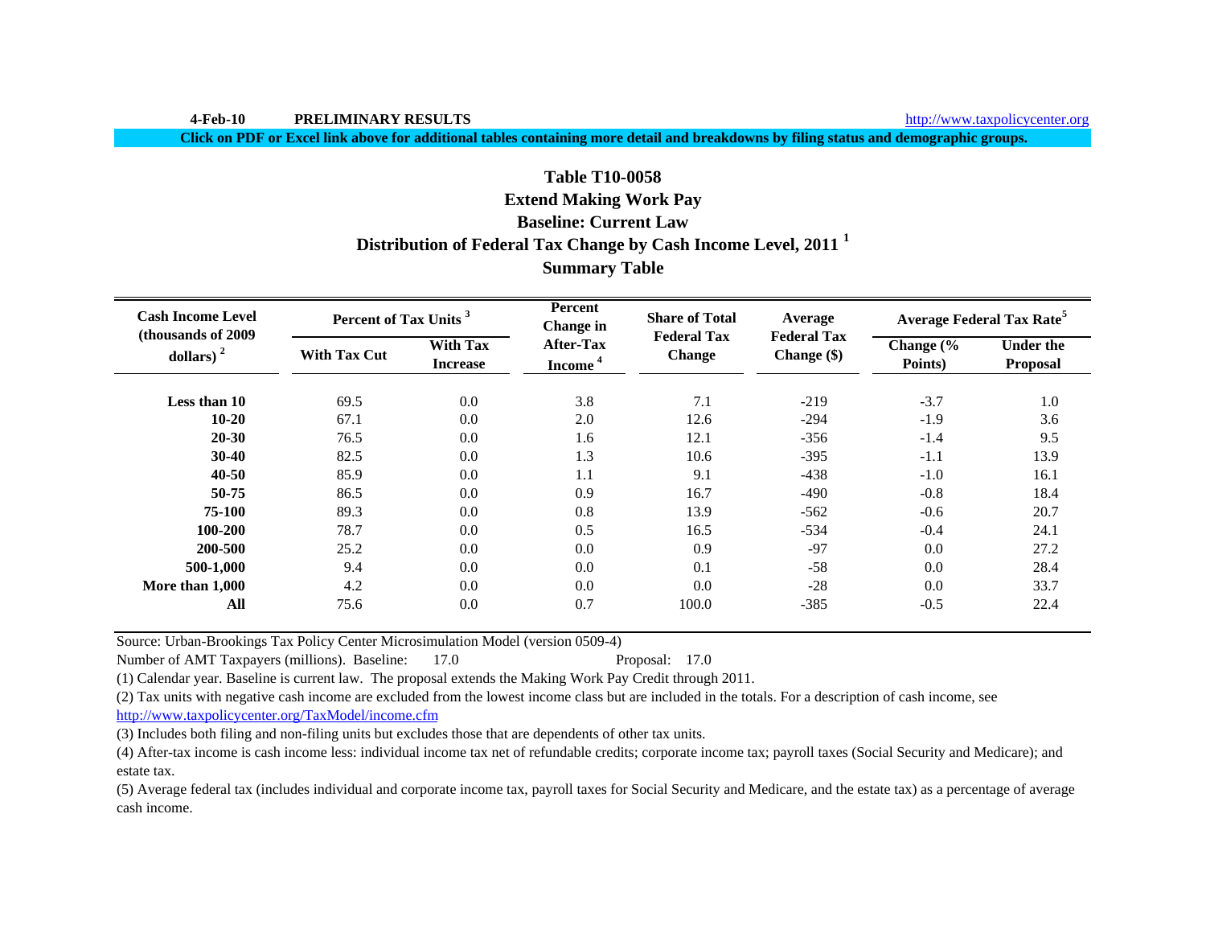4-Feb-10 **PRELIMINARY RESULTS** http://www.taxpolicycenter.org

**Click on PDF or Excel link above for additional tables containing more detail and breakdowns by filing status and demographic groups.**

# Table T10-0058
## Extend Making Work Pay
## Baseline: Current Law
## Distribution of Federal Tax Change by Cash Income Level, 2011 [1]
## Summary Table

| Cash Income Level (thousands of 2009 dollars) [2] | Percent of Tax Units [3] | | Percent Change in After-Tax Income [4] | Share of Total Federal Tax Change | Average Federal Tax Change ($) | Average Federal Tax Rate[5] | |
|---|---|---|---|---|---|---|---|
| | With Tax Cut | With Tax Increase | | | | Change (% Points) | Under the Proposal |
| **Less than 10** | 69.5 | 0.0 | 3.8 | 7.1 | -219 | -3.7 | 1.0 |
| **10-20** | 67.1 | 0.0 | 2.0 | 12.6 | -294 | -1.9 | 3.6 |
| **20-30** | 76.5 | 0.0 | 1.6 | 12.1 | -356 | -1.4 | 9.5 |
| **30-40** | 82.5 | 0.0 | 1.3 | 10.6 | -395 | -1.1 | 13.9 |
| **40-50** | 85.9 | 0.0 | 1.1 | 9.1 | -438 | -1.0 | 16.1 |
| **50-75** | 86.5 | 0.0 | 0.9 | 16.7 | -490 | -0.8 | 18.4 |
| **75-100** | 89.3 | 0.0 | 0.8 | 13.9 | -562 | -0.6 | 20.7 |
| **100-200** | 78.7 | 0.0 | 0.5 | 16.5 | -534 | -0.4 | 24.1 |
| **200-500** | 25.2 | 0.0 | 0.0 | 0.9 | -97 | 0.0 | 27.2 |
| **500-1,000** | 9.4 | 0.0 | 0.0 | 0.1 | -58 | 0.0 | 28.4 |
| **More than 1,000** | 4.2 | 0.0 | 0.0 | 0.0 | -28 | 0.0 | 33.7 |
| **All** | 75.6 | 0.0 | 0.7 | 100.0 | -385 | -0.5 | 22.4 |

Source: Urban-Brookings Tax Policy Center Microsimulation Model (version 0509-4)

Number of AMT Taxpayers (millions). Baseline: 17.0 Proposal: 17.0

(1) Calendar year. Baseline is current law. The proposal extends the Making Work Pay Credit through 2011.

(2) Tax units with negative cash income are excluded from the lowest income class but are included in the totals. For a description of cash income, see http://www.taxpolicycenter.org/TaxModel/income.cfm

(3) Includes both filing and non-filing units but excludes those that are dependents of other tax units.

(4) After-tax income is cash income less: individual income tax net of refundable credits; corporate income tax; payroll taxes (Social Security and Medicare); and estate tax.

(5) Average federal tax (includes individual and corporate income tax, payroll taxes for Social Security and Medicare, and the estate tax) as a percentage of average cash income.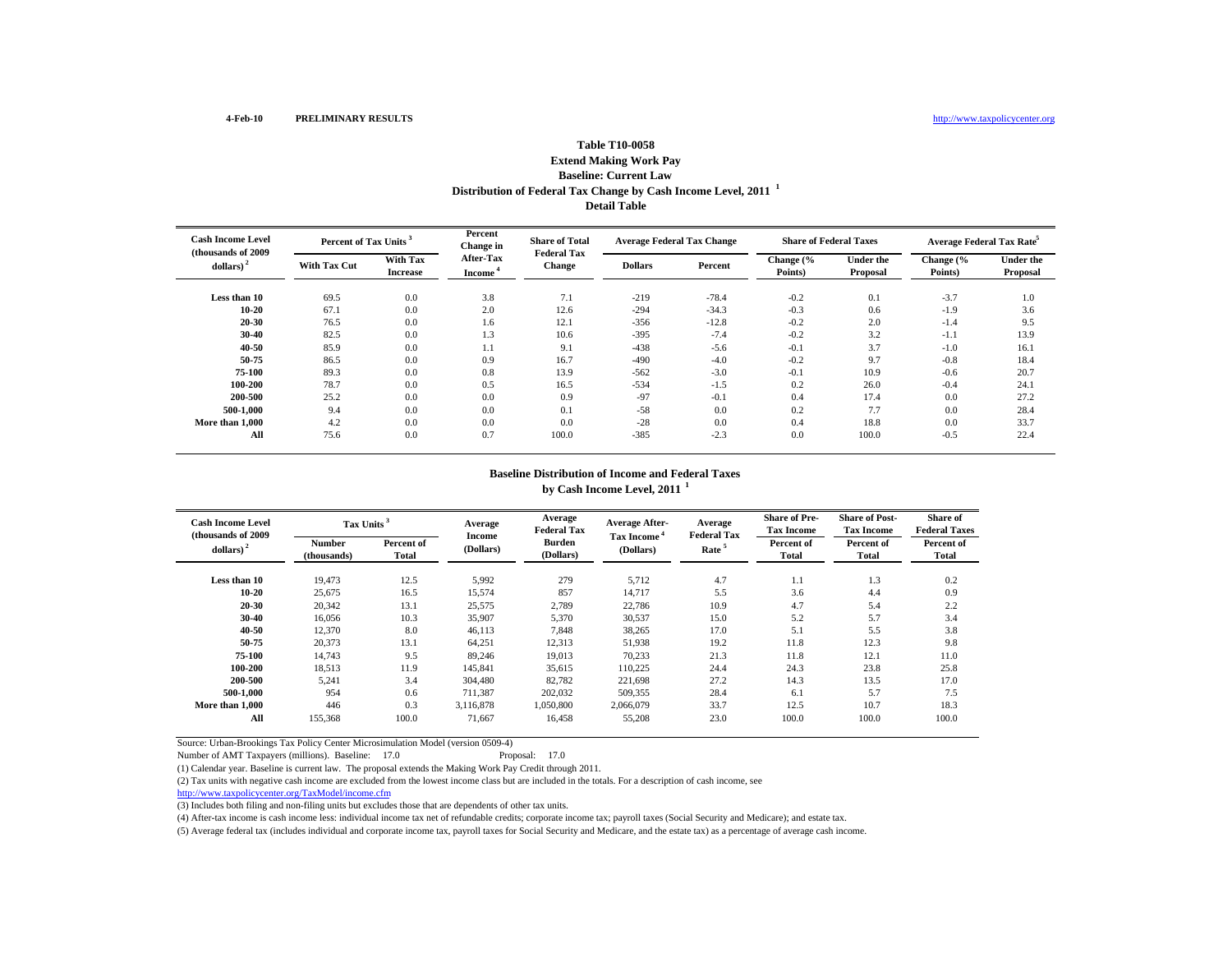4-Feb-10 **PRELIMINARY RESULTS** http://www.taxpolicycenter.org

## Table T10-0058
### Extend Making Work Pay
### Baseline: Current Law
### Distribution of Federal Tax Change by Cash Income Level, 2011 [1]
### Detail Table

| Cash Income Level (thousands of 2009 dollars) [2] | Percent of Tax Units [3] | | Percent Change in After-Tax Income [4] | Share of Total Federal Tax Change | Average Federal Tax Change | | Share of Federal Taxes | | Average Federal Tax Rate [5] | |
|---|---|---|---|---|---|---|---|---|---|---|
| | With Tax Cut | With Tax Increase | | | Dollars | Percent | Change (% Points) | Under the Proposal | Change (% Points) | Under the Proposal |
| Less than 10 | 69.5 | 0.0 | 3.8 | 7.1 | -219 | -78.4 | -0.2 | 0.1 | -3.7 | 1.0 |
| 10-20 | 67.1 | 0.0 | 2.0 | 12.6 | -294 | -34.3 | -0.3 | 0.6 | -1.9 | 3.6 |
| 20-30 | 76.5 | 0.0 | 1.6 | 12.1 | -356 | -12.8 | -0.2 | 2.0 | -1.4 | 9.5 |
| 30-40 | 82.5 | 0.0 | 1.3 | 10.6 | -395 | -7.4 | -0.2 | 3.2 | -1.1 | 13.9 |
| 40-50 | 85.9 | 0.0 | 1.1 | 9.1 | -438 | -5.6 | -0.1 | 3.7 | -1.0 | 16.1 |
| 50-75 | 86.5 | 0.0 | 0.9 | 16.7 | -490 | -4.0 | -0.2 | 9.7 | -0.8 | 18.4 |
| 75-100 | 89.3 | 0.0 | 0.8 | 13.9 | -562 | -3.0 | -0.1 | 10.9 | -0.6 | 20.7 |
| 100-200 | 78.7 | 0.0 | 0.5 | 16.5 | -534 | -1.5 | 0.2 | 26.0 | -0.4 | 24.1 |
| 200-500 | 25.2 | 0.0 | 0.0 | 0.9 | -97 | -0.1 | 0.4 | 17.4 | 0.0 | 27.2 |
| 500-1,000 | 9.4 | 0.0 | 0.0 | 0.1 | -58 | 0.0 | 0.2 | 7.7 | 0.0 | 28.4 |
| More than 1,000 | 4.2 | 0.0 | 0.0 | 0.0 | -28 | 0.0 | 0.4 | 18.8 | 0.0 | 33.7 |
| All | 75.6 | 0.0 | 0.7 | 100.0 | -385 | -2.3 | 0.0 | 100.0 | -0.5 | 22.4 |

### Baseline Distribution of Income and Federal Taxes
### by Cash Income Level, 2011 [1]

| Cash Income Level (thousands of 2009 dollars) [2] | Tax Units [3] | | Average Income (Dollars) | Average Federal Tax Burden (Dollars) | Average After-Tax Income [4] (Dollars) | Average Federal Tax Rate [5] | Share of Pre-Tax Income | Share of Post-Tax Income | Share of Federal Taxes |
|---|---|---|---|---|---|---|---|---|---|
| | Number (thousands) | Percent of Total | | | | | Percent of Total | Percent of Total | Percent of Total |
| Less than 10 | 19,473 | 12.5 | 5,992 | 279 | 5,712 | 4.7 | 1.1 | 1.3 | 0.2 |
| 10-20 | 25,675 | 16.5 | 15,574 | 857 | 14,717 | 5.5 | 3.6 | 4.4 | 0.9 |
| 20-30 | 20,342 | 13.1 | 25,575 | 2,789 | 22,786 | 10.9 | 4.7 | 5.4 | 2.2 |
| 30-40 | 16,056 | 10.3 | 35,907 | 5,370 | 30,537 | 15.0 | 5.2 | 5.7 | 3.4 |
| 40-50 | 12,370 | 8.0 | 46,113 | 7,848 | 38,265 | 17.0 | 5.1 | 5.5 | 3.8 |
| 50-75 | 20,373 | 13.1 | 64,251 | 12,313 | 51,938 | 19.2 | 11.8 | 12.3 | 9.8 |
| 75-100 | 14,743 | 9.5 | 89,246 | 19,013 | 70,233 | 21.3 | 11.8 | 12.1 | 11.0 |
| 100-200 | 18,513 | 11.9 | 145,841 | 35,615 | 110,225 | 24.4 | 24.3 | 23.8 | 25.8 |
| 200-500 | 5,241 | 3.4 | 304,480 | 82,782 | 221,698 | 27.2 | 14.3 | 13.5 | 17.0 |
| 500-1,000 | 954 | 0.6 | 711,387 | 202,032 | 509,355 | 28.4 | 6.1 | 5.7 | 7.5 |
| More than 1,000 | 446 | 0.3 | 3,116,878 | 1,050,800 | 2,066,079 | 33.7 | 12.5 | 10.7 | 18.3 |
| All | 155,368 | 100.0 | 71,667 | 16,458 | 55,208 | 23.0 | 100.0 | 100.0 | 100.0 |

Source: Urban-Brookings Tax Policy Center Microsimulation Model (version 0509-4)

Number of AMT Taxpayers (millions). Baseline: 17.0 Proposal: 17.0

(1) Calendar year. Baseline is current law. The proposal extends the Making Work Pay Credit through 2011.

(2) Tax units with negative cash income are excluded from the lowest income class but are included in the totals. For a description of cash income, see http://www.taxpolicycenter.org/TaxModel/income.cfm

(3) Includes both filing and non-filing units but excludes those that are dependents of other tax units.

(4) After-tax income is cash income less: individual income tax net of refundable credits; corporate income tax; payroll taxes (Social Security and Medicare); and estate tax.

(5) Average federal tax (includes individual and corporate income tax, payroll taxes for Social Security and Medicare, and the estate tax) as a percentage of average cash income.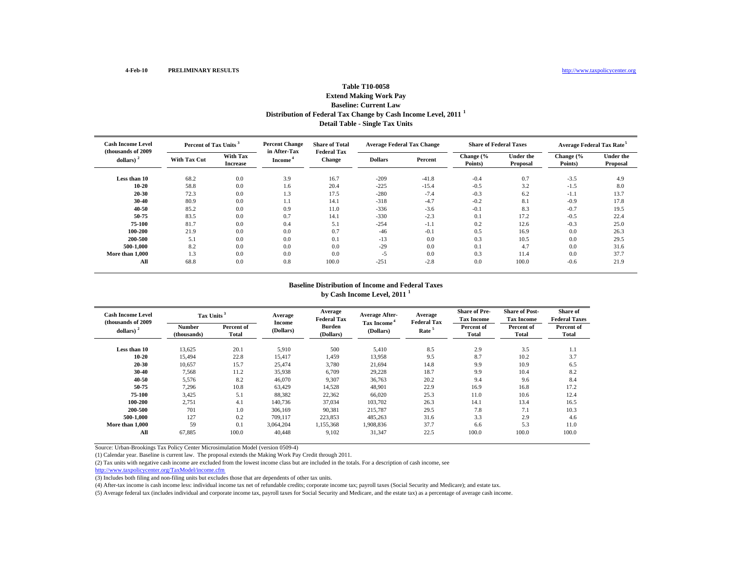4-Feb-10 **PRELIMINARY RESULTS** http://www.taxpolicycenter.org

# Table T10-0058
## Extend Making Work Pay
## Baseline: Current Law
## Distribution of Federal Tax Change by Cash Income Level, 2011 [1]
## Detail Table - Single Tax Units

| Cash Income Level (thousands of 2009 dollars) [2] | Percent of Tax Units [3] | | Percent Change in After-Tax Income [4] | Share of Total Federal Tax Change | Average Federal Tax Change | | Share of Federal Taxes | | Average Federal Tax Rate [5] | |
|---|---|---|---|---|---|---|---|---|---|---|
| | With Tax Cut | With Tax Increase | | | Dollars | Percent | Change (% Points) | Under the Proposal | Change (% Points) | Under the Proposal |
| Less than 10 | 68.2 | 0.0 | 3.9 | 16.7 | -209 | -41.8 | -0.4 | 0.7 | -3.5 | 4.9 |
| 10-20 | 58.8 | 0.0 | 1.6 | 20.4 | -225 | -15.4 | -0.5 | 3.2 | -1.5 | 8.0 |
| 20-30 | 72.3 | 0.0 | 1.3 | 17.5 | -280 | -7.4 | -0.3 | 6.2 | -1.1 | 13.7 |
| 30-40 | 80.9 | 0.0 | 1.1 | 14.1 | -318 | -4.7 | -0.2 | 8.1 | -0.9 | 17.8 |
| 40-50 | 85.2 | 0.0 | 0.9 | 11.0 | -336 | -3.6 | -0.1 | 8.3 | -0.7 | 19.5 |
| 50-75 | 83.5 | 0.0 | 0.7 | 14.1 | -330 | -2.3 | 0.1 | 17.2 | -0.5 | 22.4 |
| 75-100 | 81.7 | 0.0 | 0.4 | 5.1 | -254 | -1.1 | 0.2 | 12.6 | -0.3 | 25.0 |
| 100-200 | 21.9 | 0.0 | 0.0 | 0.7 | -46 | -0.1 | 0.5 | 16.9 | 0.0 | 26.3 |
| 200-500 | 5.1 | 0.0 | 0.0 | 0.1 | -13 | 0.0 | 0.3 | 10.5 | 0.0 | 29.5 |
| 500-1,000 | 8.2 | 0.0 | 0.0 | 0.0 | -29 | 0.0 | 0.1 | 4.7 | 0.0 | 31.6 |
| More than 1,000 | 1.3 | 0.0 | 0.0 | 0.0 | -5 | 0.0 | 0.3 | 11.4 | 0.0 | 37.7 |
| All | 68.8 | 0.0 | 0.8 | 100.0 | -251 | -2.8 | 0.0 | 100.0 | -0.6 | 21.9 |

## Baseline Distribution of Income and Federal Taxes by Cash Income Level, 2011 [1]

| Cash Income Level (thousands of 2009 dollars) [2] | Tax Units [3] | | Average Income (Dollars) | Average Federal Tax Burden (Dollars) | Average After-Tax Income [4] (Dollars) | Average Federal Tax Rate [5] | Share of Pre-Tax Income | Share of Post-Tax Income | Share of Federal Taxes |
|---|---|---|---|---|---|---|---|---|---|
| | Number (thousands) | Percent of Total | | | | | Percent of Total | Percent of Total | Percent of Total |
| Less than 10 | 13,625 | 20.1 | 5,910 | 500 | 5,410 | 8.5 | 2.9 | 3.5 | 1.1 |
| 10-20 | 15,494 | 22.8 | 15,417 | 1,459 | 13,958 | 9.5 | 8.7 | 10.2 | 3.7 |
| 20-30 | 10,657 | 15.7 | 25,474 | 3,780 | 21,694 | 14.8 | 9.9 | 10.9 | 6.5 |
| 30-40 | 7,568 | 11.2 | 35,938 | 6,709 | 29,228 | 18.7 | 9.9 | 10.4 | 8.2 |
| 40-50 | 5,576 | 8.2 | 46,070 | 9,307 | 36,763 | 20.2 | 9.4 | 9.6 | 8.4 |
| 50-75 | 7,296 | 10.8 | 63,429 | 14,528 | 48,901 | 22.9 | 16.9 | 16.8 | 17.2 |
| 75-100 | 3,425 | 5.1 | 88,382 | 22,362 | 66,020 | 25.3 | 11.0 | 10.6 | 12.4 |
| 100-200 | 2,751 | 4.1 | 140,736 | 37,034 | 103,702 | 26.3 | 14.1 | 13.4 | 16.5 |
| 200-500 | 701 | 1.0 | 306,169 | 90,381 | 215,787 | 29.5 | 7.8 | 7.1 | 10.3 |
| 500-1,000 | 127 | 0.2 | 709,117 | 223,853 | 485,263 | 31.6 | 3.3 | 2.9 | 4.6 |
| More than 1,000 | 59 | 0.1 | 3,064,204 | 1,155,368 | 1,908,836 | 37.7 | 6.6 | 5.3 | 11.0 |
| All | 67,885 | 100.0 | 40,448 | 9,102 | 31,347 | 22.5 | 100.0 | 100.0 | 100.0 |

Source: Urban-Brookings Tax Policy Center Microsimulation Model (version 0509-4)

(1) Calendar year. Baseline is current law. The proposal extends the Making Work Pay Credit through 2011.

(2) Tax units with negative cash income are excluded from the lowest income class but are included in the totals. For a description of cash income, see http://www.taxpolicycenter.org/TaxModel/income.cfm

(3) Includes both filing and non-filing units but excludes those that are dependents of other tax units.

(4) After-tax income is cash income less: individual income tax net of refundable credits; corporate income tax; payroll taxes (Social Security and Medicare); and estate tax.

(5) Average federal tax (includes individual and corporate income tax, payroll taxes for Social Security and Medicare, and the estate tax) as a percentage of average cash income.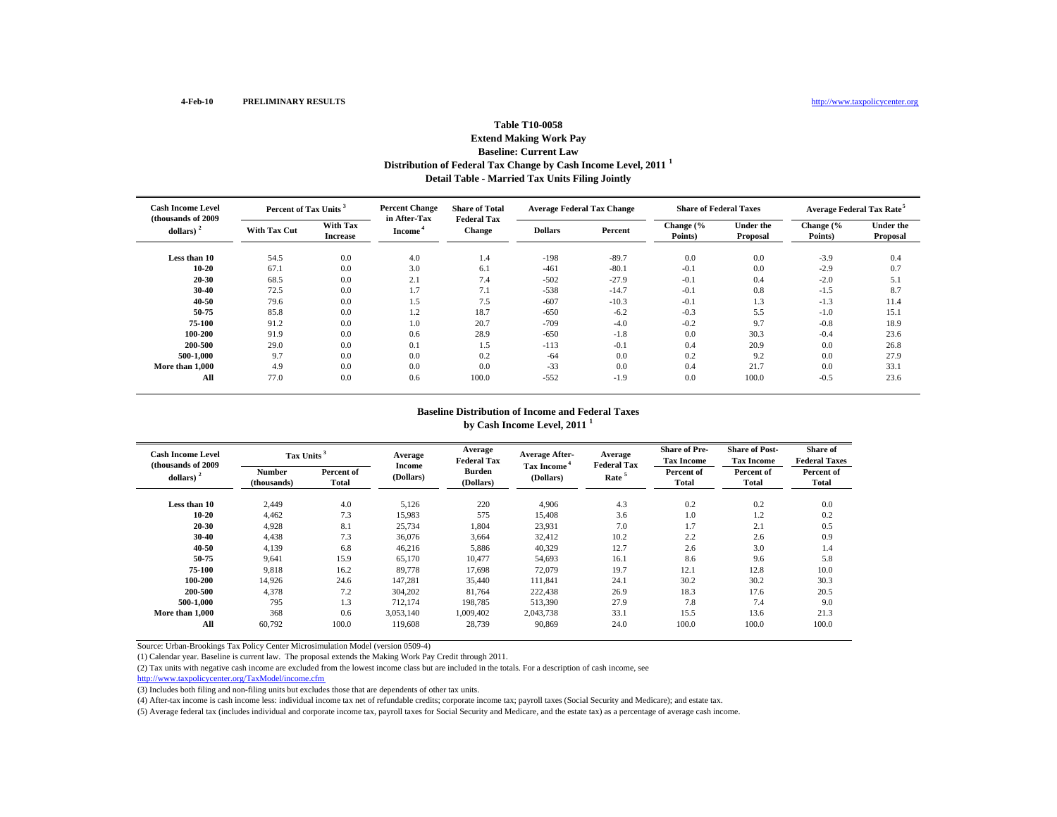4-Feb-10 **PRELIMINARY RESULTS** http://www.taxpolicycenter.org

## Table T10-0058
## Extend Making Work Pay
## Baseline: Current Law
## Distribution of Federal Tax Change by Cash Income Level, 2011 [1]
## Detail Table - Married Tax Units Filing Jointly

| Cash Income Level (thousands of 2009 dollars) [2] | Percent of Tax Units [3] | | Percent Change in After-Tax Income [4] | Share of Total Federal Tax Change | Average Federal Tax Change | | Share of Federal Taxes | | Average Federal Tax Rate [5] | |
|---|---|---|---|---|---|---|---|---|---|---|
| | With Tax Cut | With Tax Increase | | | Dollars | Percent | Change (% Points) | Under the Proposal | Change (% Points) | Under the Proposal |
| Less than 10 | 54.5 | 0.0 | 4.0 | 1.4 | -198 | -89.7 | 0.0 | 0.0 | -3.9 | 0.4 |
| 10-20 | 67.1 | 0.0 | 3.0 | 6.1 | -461 | -80.1 | -0.1 | 0.0 | -2.9 | 0.7 |
| 20-30 | 68.5 | 0.0 | 2.1 | 7.4 | -502 | -27.9 | -0.1 | 0.4 | -2.0 | 5.1 |
| 30-40 | 72.5 | 0.0 | 1.7 | 7.1 | -538 | -14.7 | -0.1 | 0.8 | -1.5 | 8.7 |
| 40-50 | 79.6 | 0.0 | 1.5 | 7.5 | -607 | -10.3 | -0.1 | 1.3 | -1.3 | 11.4 |
| 50-75 | 85.8 | 0.0 | 1.2 | 18.7 | -650 | -6.2 | -0.3 | 5.5 | -1.0 | 15.1 |
| 75-100 | 91.2 | 0.0 | 1.0 | 20.7 | -709 | -4.0 | -0.2 | 9.7 | -0.8 | 18.9 |
| 100-200 | 91.9 | 0.0 | 0.6 | 28.9 | -650 | -1.8 | 0.0 | 30.3 | -0.4 | 23.6 |
| 200-500 | 29.0 | 0.0 | 0.1 | 1.5 | -113 | -0.1 | 0.4 | 20.9 | 0.0 | 26.8 |
| 500-1,000 | 9.7 | 0.0 | 0.0 | 0.2 | -64 | 0.0 | 0.2 | 9.2 | 0.0 | 27.9 |
| More than 1,000 | 4.9 | 0.0 | 0.0 | 0.0 | -33 | 0.0 | 0.4 | 21.7 | 0.0 | 33.1 |
| All | 77.0 | 0.0 | 0.6 | 100.0 | -552 | -1.9 | 0.0 | 100.0 | -0.5 | 23.6 |

### Baseline Distribution of Income and Federal Taxes by Cash Income Level, 2011 [1]

| Cash Income Level (thousands of 2009 dollars) [2] | Tax Units [3] | | Average Income (Dollars) | Average Federal Tax Burden (Dollars) | Average After-Tax Income [4] (Dollars) | Average Federal Tax Rate [5] | Share of Pre-Tax Income | Share of Post-Tax Income | Share of Federal Taxes |
|---|---|---|---|---|---|---|---|---|---|
| | Number (thousands) | Percent of Total | | | | | Percent of Total | Percent of Total | Percent of Total |
| Less than 10 | 2,449 | 4.0 | 5,126 | 220 | 4,906 | 4.3 | 0.2 | 0.2 | 0.0 |
| 10-20 | 4,462 | 7.3 | 15,983 | 575 | 15,408 | 3.6 | 1.0 | 1.2 | 0.2 |
| 20-30 | 4,928 | 8.1 | 25,734 | 1,804 | 23,931 | 7.0 | 1.7 | 2.1 | 0.5 |
| 30-40 | 4,438 | 7.3 | 36,076 | 3,664 | 32,412 | 10.2 | 2.2 | 2.6 | 0.9 |
| 40-50 | 4,139 | 6.8 | 46,216 | 5,886 | 40,329 | 12.7 | 2.6 | 3.0 | 1.4 |
| 50-75 | 9,641 | 15.9 | 65,170 | 10,477 | 54,693 | 16.1 | 8.6 | 9.6 | 5.8 |
| 75-100 | 9,818 | 16.2 | 89,778 | 17,698 | 72,079 | 19.7 | 12.1 | 12.8 | 10.0 |
| 100-200 | 14,926 | 24.6 | 147,281 | 35,440 | 111,841 | 24.1 | 30.2 | 30.2 | 30.3 |
| 200-500 | 4,378 | 7.2 | 304,202 | 81,764 | 222,438 | 26.9 | 18.3 | 17.6 | 20.5 |
| 500-1,000 | 795 | 1.3 | 712,174 | 198,785 | 513,390 | 27.9 | 7.8 | 7.4 | 9.0 |
| More than 1,000 | 368 | 0.6 | 3,053,140 | 1,009,402 | 2,043,738 | 33.1 | 15.5 | 13.6 | 21.3 |
| All | 60,792 | 100.0 | 119,608 | 28,739 | 90,869 | 24.0 | 100.0 | 100.0 | 100.0 |

Source: Urban-Brookings Tax Policy Center Microsimulation Model (version 0509-4)

(1) Calendar year. Baseline is current law. The proposal extends the Making Work Pay Credit through 2011.

(2) Tax units with negative cash income are excluded from the lowest income class but are included in the totals. For a description of cash income, see
http://www.taxpolicycenter.org/TaxModel/income.cfm

(3) Includes both filing and non-filing units but excludes those that are dependents of other tax units.

(4) After-tax income is cash income less: individual income tax net of refundable credits; corporate income tax; payroll taxes (Social Security and Medicare); and estate tax.

(5) Average federal tax (includes individual and corporate income tax, payroll taxes for Social Security and Medicare, and the estate tax) as a percentage of average cash income.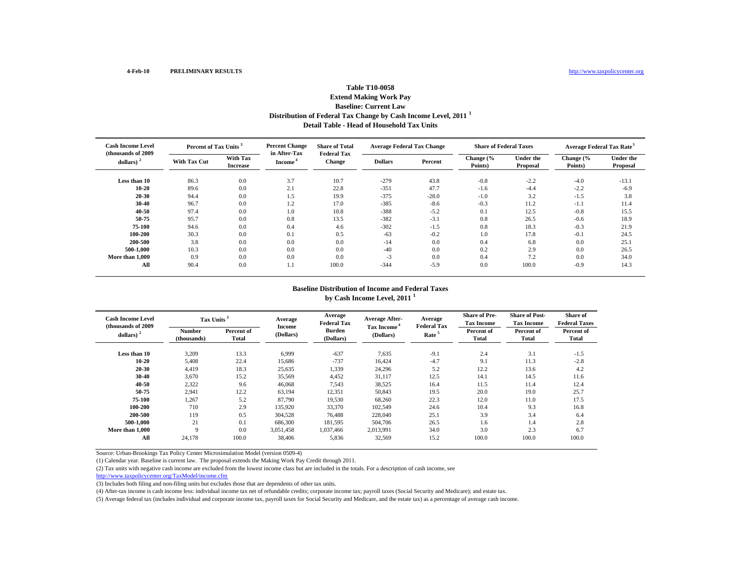4-Feb-10 **PRELIMINARY RESULTS** http://www.taxpolicycenter.org

## Table T10-0058
## Extend Making Work Pay
## Baseline: Current Law
## Distribution of Federal Tax Change by Cash Income Level, 2011 [1]
## Detail Table - Head of Household Tax Units

| Cash Income Level (thousands of 2009 dollars) [2] | Percent of Tax Units [3] | | Percent Change in After-Tax Income [4] | Share of Total Federal Tax Change | Average Federal Tax Change | | Share of Federal Taxes | | Average Federal Tax Rate [5] | |
|---|---|---|---|---|---|---|---|---|---|---|
| | With Tax Cut | With Tax Increase | | | Dollars | Percent | Change (% Points) | Under the Proposal | Change (% Points) | Under the Proposal |
| Less than 10 | 86.3 | 0.0 | 3.7 | 10.7 | -279 | 43.8 | -0.8 | -2.2 | -4.0 | -13.1 |
| 10-20 | 89.6 | 0.0 | 2.1 | 22.8 | -351 | 47.7 | -1.6 | -4.4 | -2.2 | -6.9 |
| 20-30 | 94.4 | 0.0 | 1.5 | 19.9 | -375 | -28.0 | -1.0 | 3.2 | -1.5 | 3.8 |
| 30-40 | 96.7 | 0.0 | 1.2 | 17.0 | -385 | -8.6 | -0.3 | 11.2 | -1.1 | 11.4 |
| 40-50 | 97.4 | 0.0 | 1.0 | 10.8 | -388 | -5.2 | 0.1 | 12.5 | -0.8 | 15.5 |
| 50-75 | 95.7 | 0.0 | 0.8 | 13.5 | -382 | -3.1 | 0.8 | 26.5 | -0.6 | 18.9 |
| 75-100 | 94.6 | 0.0 | 0.4 | 4.6 | -302 | -1.5 | 0.8 | 18.3 | -0.3 | 21.9 |
| 100-200 | 30.3 | 0.0 | 0.1 | 0.5 | -63 | -0.2 | 1.0 | 17.8 | -0.1 | 24.5 |
| 200-500 | 3.8 | 0.0 | 0.0 | 0.0 | -14 | 0.0 | 0.4 | 6.8 | 0.0 | 25.1 |
| 500-1,000 | 10.3 | 0.0 | 0.0 | 0.0 | -40 | 0.0 | 0.2 | 2.9 | 0.0 | 26.5 |
| More than 1,000 | 0.9 | 0.0 | 0.0 | 0.0 | -3 | 0.0 | 0.4 | 7.2 | 0.0 | 34.0 |
| All | 90.4 | 0.0 | 1.1 | 100.0 | -344 | -5.9 | 0.0 | 100.0 | -0.9 | 14.3 |

## Baseline Distribution of Income and Federal Taxes by Cash Income Level, 2011 [1]

| Cash Income Level (thousands of 2009 dollars) [2] | Tax Units [3] | | Average Income (Dollars) | Average Federal Tax Burden (Dollars) | Average After-Tax Income [4] (Dollars) | Average Federal Tax Rate [5] | Share of Pre-Tax Income | Share of Post-Tax Income | Share of Federal Taxes |
|---|---|---|---|---|---|---|---|---|---|
| | Number (thousands) | Percent of Total | | | | | Percent of Total | Percent of Total | Percent of Total |
| Less than 10 | 3,209 | 13.3 | 6,999 | -637 | 7,635 | -9.1 | 2.4 | 3.1 | -1.5 |
| 10-20 | 5,408 | 22.4 | 15,686 | -737 | 16,424 | -4.7 | 9.1 | 11.3 | -2.8 |
| 20-30 | 4,419 | 18.3 | 25,635 | 1,339 | 24,296 | 5.2 | 12.2 | 13.6 | 4.2 |
| 30-40 | 3,670 | 15.2 | 35,569 | 4,452 | 31,117 | 12.5 | 14.1 | 14.5 | 11.6 |
| 40-50 | 2,322 | 9.6 | 46,068 | 7,543 | 38,525 | 16.4 | 11.5 | 11.4 | 12.4 |
| 50-75 | 2,941 | 12.2 | 63,194 | 12,351 | 50,843 | 19.5 | 20.0 | 19.0 | 25.7 |
| 75-100 | 1,267 | 5.2 | 87,790 | 19,530 | 68,260 | 22.3 | 12.0 | 11.0 | 17.5 |
| 100-200 | 710 | 2.9 | 135,920 | 33,370 | 102,549 | 24.6 | 10.4 | 9.3 | 16.8 |
| 200-500 | 119 | 0.5 | 304,528 | 76,488 | 228,040 | 25.1 | 3.9 | 3.4 | 6.4 |
| 500-1,000 | 21 | 0.1 | 686,300 | 181,595 | 504,706 | 26.5 | 1.6 | 1.4 | 2.8 |
| More than 1,000 | 9 | 0.0 | 3,051,458 | 1,037,466 | 2,013,991 | 34.0 | 3.0 | 2.3 | 6.7 |
| All | 24,178 | 100.0 | 38,406 | 5,836 | 32,569 | 15.2 | 100.0 | 100.0 | 100.0 |

Source: Urban-Brookings Tax Policy Center Microsimulation Model (version 0509-4)

(1) Calendar year. Baseline is current law. The proposal extends the Making Work Pay Credit through 2011.

(2) Tax units with negative cash income are excluded from the lowest income class but are included in the totals. For a description of cash income, see http://www.taxpolicycenter.org/TaxModel/income.cfm

(3) Includes both filing and non-filing units but excludes those that are dependents of other tax units.

(4) After-tax income is cash income less: individual income tax net of refundable credits; corporate income tax; payroll taxes (Social Security and Medicare); and estate tax.

(5) Average federal tax (includes individual and corporate income tax, payroll taxes for Social Security and Medicare, and the estate tax) as a percentage of average cash income.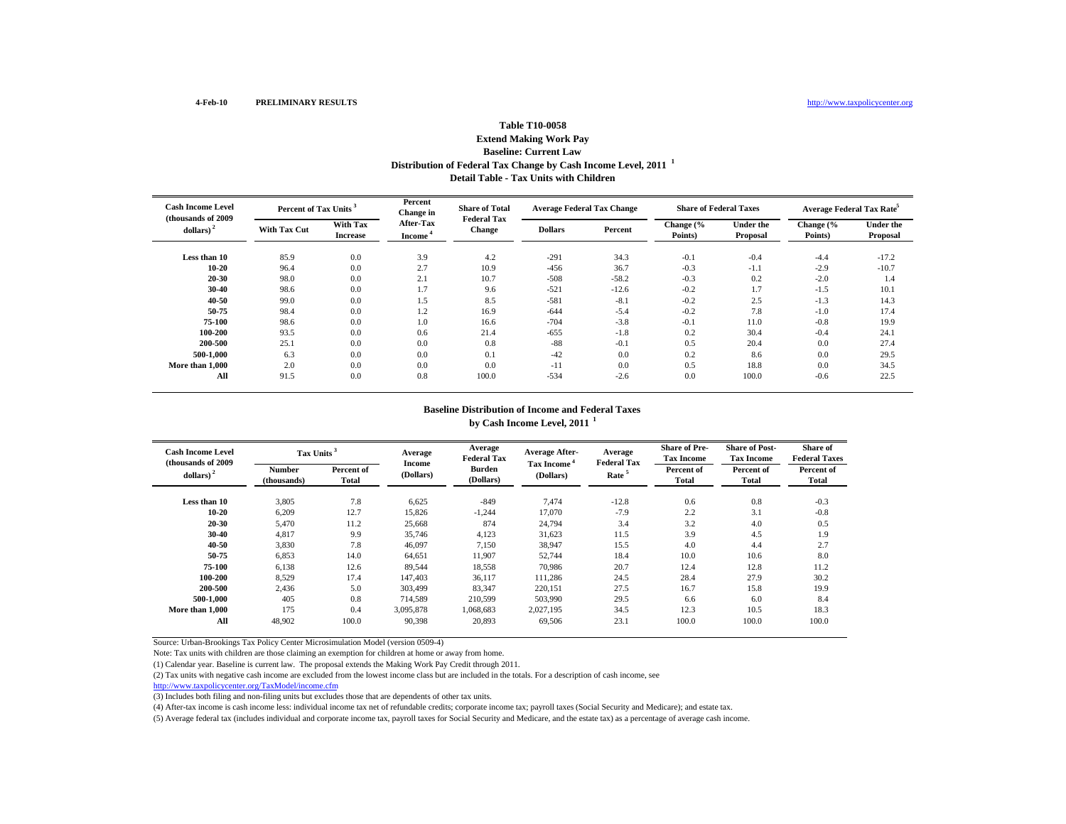4-Feb-10 **PRELIMINARY RESULTS** http://www.taxpolicycenter.org

# Table T10-0058
## Extend Making Work Pay
## Baseline: Current Law
## Distribution of Federal Tax Change by Cash Income Level, 2011 [1]
## Detail Table - Tax Units with Children

| Cash Income Level (thousands of 2009 dollars) [2] | Percent of Tax Units [3] | | Percent Change in After-Tax Income [4] | Share of Total Federal Tax Change | Average Federal Tax Change | | Share of Federal Taxes | | Average Federal Tax Rate [5] | |
|---|---|---|---|---|---|---|---|---|---|---|
| | With Tax Cut | With Tax Increase | | | Dollars | Percent | Change (% Points) | Under the Proposal | Change (% Points) | Under the Proposal |
| Less than 10 | 85.9 | 0.0 | 3.9 | 4.2 | -291 | 34.3 | -0.1 | -0.4 | -4.4 | -17.2 |
| 10-20 | 96.4 | 0.0 | 2.7 | 10.9 | -456 | 36.7 | -0.3 | -1.1 | -2.9 | -10.7 |
| 20-30 | 98.0 | 0.0 | 2.1 | 10.7 | -508 | -58.2 | -0.3 | 0.2 | -2.0 | 1.4 |
| 30-40 | 98.6 | 0.0 | 1.7 | 9.6 | -521 | -12.6 | -0.2 | 1.7 | -1.5 | 10.1 |
| 40-50 | 99.0 | 0.0 | 1.5 | 8.5 | -581 | -8.1 | -0.2 | 2.5 | -1.3 | 14.3 |
| 50-75 | 98.4 | 0.0 | 1.2 | 16.9 | -644 | -5.4 | -0.2 | 7.8 | -1.0 | 17.4 |
| 75-100 | 98.6 | 0.0 | 1.0 | 16.6 | -704 | -3.8 | -0.1 | 11.0 | -0.8 | 19.9 |
| 100-200 | 93.5 | 0.0 | 0.6 | 21.4 | -655 | -1.8 | 0.2 | 30.4 | -0.4 | 24.1 |
| 200-500 | 25.1 | 0.0 | 0.0 | 0.8 | -88 | -0.1 | 0.5 | 20.4 | 0.0 | 27.4 |
| 500-1,000 | 6.3 | 0.0 | 0.0 | 0.1 | -42 | 0.0 | 0.2 | 8.6 | 0.0 | 29.5 |
| More than 1,000 | 2.0 | 0.0 | 0.0 | 0.0 | -11 | 0.0 | 0.5 | 18.8 | 0.0 | 34.5 |
| All | 91.5 | 0.0 | 0.8 | 100.0 | -534 | -2.6 | 0.0 | 100.0 | -0.6 | 22.5 |

## Baseline Distribution of Income and Federal Taxes by Cash Income Level, 2011 [1]

| Cash Income Level (thousands of 2009 dollars) [2] | Tax Units [3] | | Average Income (Dollars) | Average Federal Tax Burden (Dollars) | Average After-Tax Income [4] (Dollars) | Average Federal Tax Rate [5] | Share of Pre-Tax Income | Share of Post-Tax Income | Share of Federal Taxes |
|---|---|---|---|---|---|---|---|---|---|
| | Number (thousands) | Percent of Total | | | | | Percent of Total | Percent of Total | Percent of Total |
| Less than 10 | 3,805 | 7.8 | 6,625 | -849 | 7,474 | -12.8 | 0.6 | 0.8 | -0.3 |
| 10-20 | 6,209 | 12.7 | 15,826 | -1,244 | 17,070 | -7.9 | 2.2 | 3.1 | -0.8 |
| 20-30 | 5,470 | 11.2 | 25,668 | 874 | 24,794 | 3.4 | 3.2 | 4.0 | 0.5 |
| 30-40 | 4,817 | 9.9 | 35,746 | 4,123 | 31,623 | 11.5 | 3.9 | 4.5 | 1.9 |
| 40-50 | 3,830 | 7.8 | 46,097 | 7,150 | 38,947 | 15.5 | 4.0 | 4.4 | 2.7 |
| 50-75 | 6,853 | 14.0 | 64,651 | 11,907 | 52,744 | 18.4 | 10.0 | 10.6 | 8.0 |
| 75-100 | 6,138 | 12.6 | 89,544 | 18,558 | 70,986 | 20.7 | 12.4 | 12.8 | 11.2 |
| 100-200 | 8,529 | 17.4 | 147,403 | 36,117 | 111,286 | 24.5 | 28.4 | 27.9 | 30.2 |
| 200-500 | 2,436 | 5.0 | 303,499 | 83,347 | 220,151 | 27.5 | 16.7 | 15.8 | 19.9 |
| 500-1,000 | 405 | 0.8 | 714,589 | 210,599 | 503,990 | 29.5 | 6.6 | 6.0 | 8.4 |
| More than 1,000 | 175 | 0.4 | 3,095,878 | 1,068,683 | 2,027,195 | 34.5 | 12.3 | 10.5 | 18.3 |
| All | 48,902 | 100.0 | 90,398 | 20,893 | 69,506 | 23.1 | 100.0 | 100.0 | 100.0 |

Source: Urban-Brookings Tax Policy Center Microsimulation Model (version 0509-4)

Note: Tax units with children are those claiming an exemption for children at home or away from home.

(1) Calendar year. Baseline is current law. The proposal extends the Making Work Pay Credit through 2011.

(2) Tax units with negative cash income are excluded from the lowest income class but are included in the totals. For a description of cash income, see http://www.taxpolicycenter.org/TaxModel/income.cfm

(3) Includes both filing and non-filing units but excludes those that are dependents of other tax units.

(4) After-tax income is cash income less: individual income tax net of refundable credits; corporate income tax; payroll taxes (Social Security and Medicare); and estate tax.

(5) Average federal tax (includes individual and corporate income tax, payroll taxes for Social Security and Medicare, and the estate tax) as a percentage of average cash income.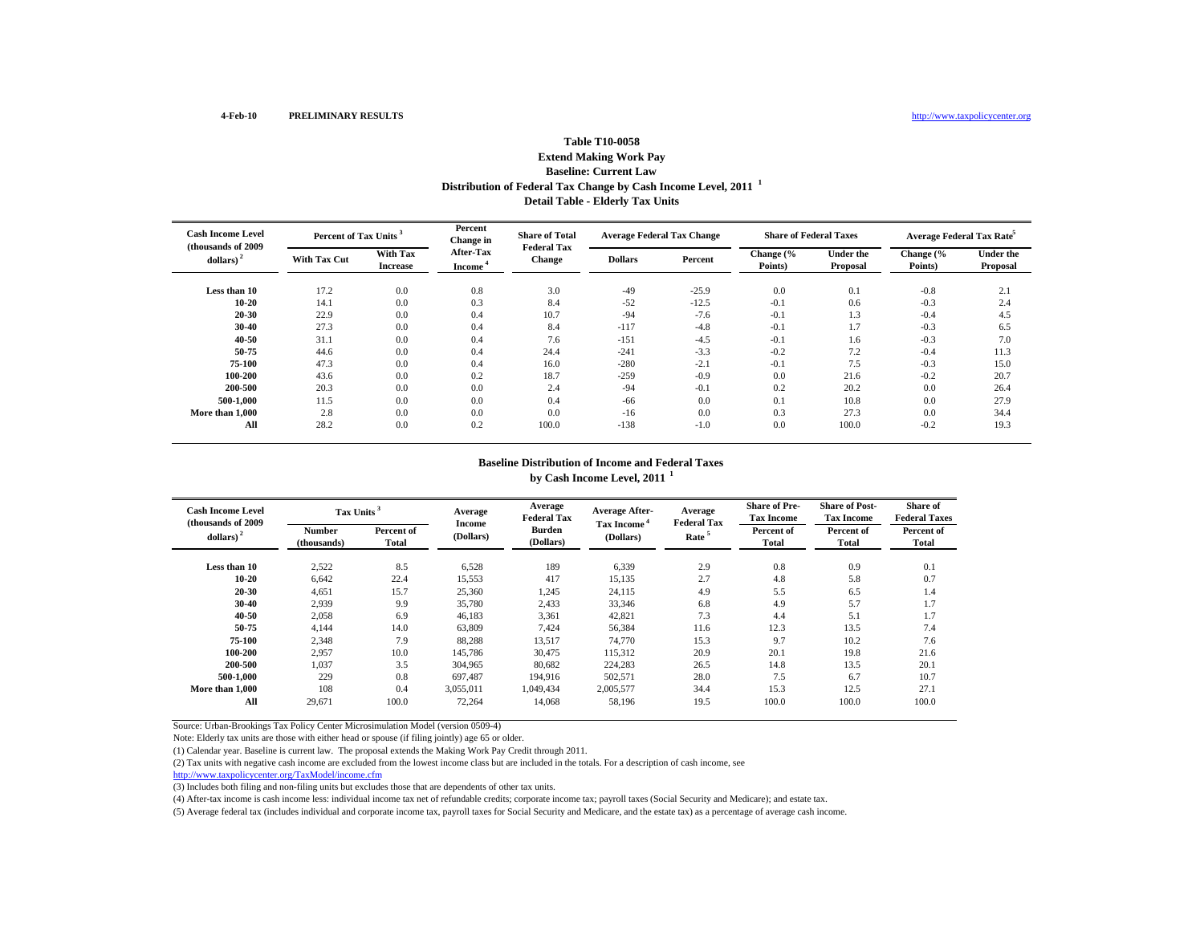4-Feb-10 **PRELIMINARY RESULTS** http://www.taxpolicycenter.org

## Table T10-0058
### Extend Making Work Pay
### Baseline: Current Law
### Distribution of Federal Tax Change by Cash Income Level, 2011 [1]
### Detail Table - Elderly Tax Units

| Cash Income Level (thousands of 2009 dollars) [2] | Percent of Tax Units [3] | | Percent Change in After-Tax Income [4] | Share of Total Federal Tax Change | Average Federal Tax Change | | Share of Federal Taxes | | Average Federal Tax Rate [5] | |
|---|---|---|---|---|---|---|---|---|---|---|
| | With Tax Cut | With Tax Increase | | | Dollars | Percent | Change (% Points) | Under the Proposal | Change (% Points) | Under the Proposal |
| Less than 10 | 17.2 | 0.0 | 0.8 | 3.0 | -49 | -25.9 | 0.0 | 0.1 | -0.8 | 2.1 |
| 10-20 | 14.1 | 0.0 | 0.3 | 8.4 | -52 | -12.5 | -0.1 | 0.6 | -0.3 | 2.4 |
| 20-30 | 22.9 | 0.0 | 0.4 | 10.7 | -94 | -7.6 | -0.1 | 1.3 | -0.4 | 4.5 |
| 30-40 | 27.3 | 0.0 | 0.4 | 8.4 | -117 | -4.8 | -0.1 | 1.7 | -0.3 | 6.5 |
| 40-50 | 31.1 | 0.0 | 0.4 | 7.6 | -151 | -4.5 | -0.1 | 1.6 | -0.3 | 7.0 |
| 50-75 | 44.6 | 0.0 | 0.4 | 24.4 | -241 | -3.3 | -0.2 | 7.2 | -0.4 | 11.3 |
| 75-100 | 47.3 | 0.0 | 0.4 | 16.0 | -280 | -2.1 | -0.1 | 7.5 | -0.3 | 15.0 |
| 100-200 | 43.6 | 0.0 | 0.2 | 18.7 | -259 | -0.9 | 0.0 | 21.6 | -0.2 | 20.7 |
| 200-500 | 20.3 | 0.0 | 0.0 | 2.4 | -94 | -0.1 | 0.2 | 20.2 | 0.0 | 26.4 |
| 500-1,000 | 11.5 | 0.0 | 0.0 | 0.4 | -66 | 0.0 | 0.1 | 10.8 | 0.0 | 27.9 |
| More than 1,000 | 2.8 | 0.0 | 0.0 | 0.0 | -16 | 0.0 | 0.3 | 27.3 | 0.0 | 34.4 |
| All | 28.2 | 0.0 | 0.2 | 100.0 | -138 | -1.0 | 0.0 | 100.0 | -0.2 | 19.3 |

### Baseline Distribution of Income and Federal Taxes by Cash Income Level, 2011 [1]

| Cash Income Level (thousands of 2009 dollars) [2] | Tax Units [3] | | Average Income (Dollars) | Average Federal Tax Burden (Dollars) | Average After-Tax Income [4] (Dollars) | Average Federal Tax Rate [5] | Share of Pre-Tax Income | Share of Post-Tax Income | Share of Federal Taxes |
|---|---|---|---|---|---|---|---|---|---|
| | Number (thousands) | Percent of Total | | | | | Percent of Total | Percent of Total | Percent of Total |
| Less than 10 | 2,522 | 8.5 | 6,528 | 189 | 6,339 | 2.9 | 0.8 | 0.9 | 0.1 |
| 10-20 | 6,642 | 22.4 | 15,553 | 417 | 15,135 | 2.7 | 4.8 | 5.8 | 0.7 |
| 20-30 | 4,651 | 15.7 | 25,360 | 1,245 | 24,115 | 4.9 | 5.5 | 6.5 | 1.4 |
| 30-40 | 2,939 | 9.9 | 35,780 | 2,433 | 33,346 | 6.8 | 4.9 | 5.7 | 1.7 |
| 40-50 | 2,058 | 6.9 | 46,183 | 3,361 | 42,821 | 7.3 | 4.4 | 5.1 | 1.7 |
| 50-75 | 4,144 | 14.0 | 63,809 | 7,424 | 56,384 | 11.6 | 12.3 | 13.5 | 7.4 |
| 75-100 | 2,348 | 7.9 | 88,288 | 13,517 | 74,770 | 15.3 | 9.7 | 10.2 | 7.6 |
| 100-200 | 2,957 | 10.0 | 145,786 | 30,475 | 115,312 | 20.9 | 20.1 | 19.8 | 21.6 |
| 200-500 | 1,037 | 3.5 | 304,965 | 80,682 | 224,283 | 26.5 | 14.8 | 13.5 | 20.1 |
| 500-1,000 | 229 | 0.8 | 697,487 | 194,916 | 502,571 | 28.0 | 7.5 | 6.7 | 10.7 |
| More than 1,000 | 108 | 0.4 | 3,055,011 | 1,049,434 | 2,005,577 | 34.4 | 15.3 | 12.5 | 27.1 |
| All | 29,671 | 100.0 | 72,264 | 14,068 | 58,196 | 19.5 | 100.0 | 100.0 | 100.0 |

Source: Urban-Brookings Tax Policy Center Microsimulation Model (version 0509-4)

Note: Elderly tax units are those with either head or spouse (if filing jointly) age 65 or older.

(1) Calendar year. Baseline is current law. The proposal extends the Making Work Pay Credit through 2011.

(2) Tax units with negative cash income are excluded from the lowest income class but are included in the totals. For a description of cash income, see http://www.taxpolicycenter.org/TaxModel/income.cfm

(3) Includes both filing and non-filing units but excludes those that are dependents of other tax units.

(4) After-tax income is cash income less: individual income tax net of refundable credits; corporate income tax; payroll taxes (Social Security and Medicare); and estate tax.

(5) Average federal tax (includes individual and corporate income tax, payroll taxes for Social Security and Medicare, and the estate tax) as a percentage of average cash income.